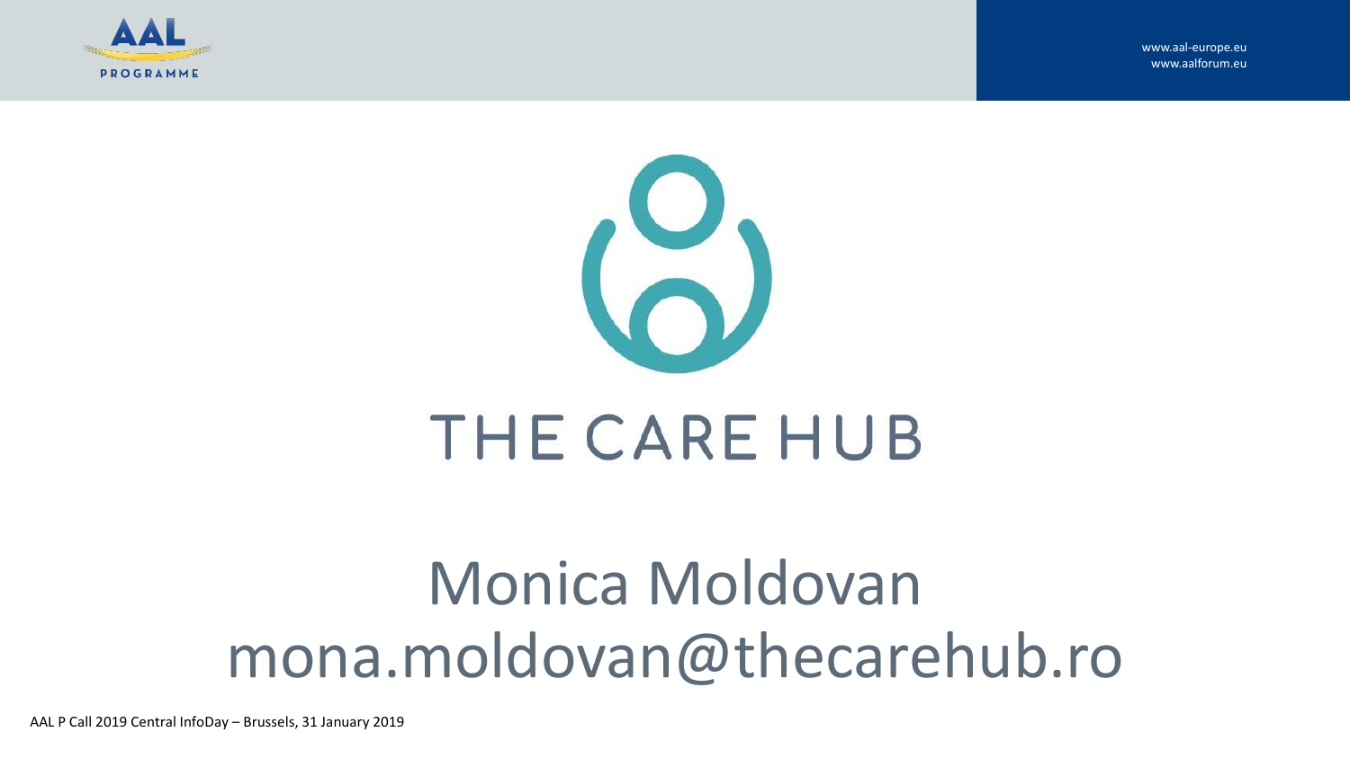# THE CARE HUB

## Monica Moldovan
mona.moldovan@thecarehub.ro

AAL P Call 2019 Central InfoDay – Brussels, 31 January 2019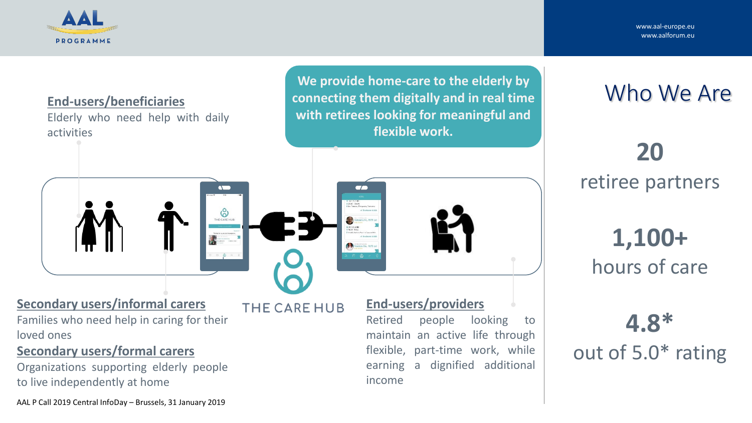## Who We Are

**We provide home-care to the elderly by connecting them digitally and in real time with retirees looking for meaningful and flexible work.**

**End-users/beneficiaries**
Elderly who need help with daily activities

**Secondary users/informal carers**
Families who need help in caring for their loved ones

**Secondary users/formal carers**
Organizations supporting elderly people to live independently at home

THE CARE HUB

**End-users/providers**
Retired people looking to maintain an active life through flexible, part-time work, while earning a dignified additional income

**20**
retiree partners

**1,100+**
hours of care

**4.8***
out of 5.0* rating

AAL P Call 2019 Central InfoDay – Brussels, 31 January 2019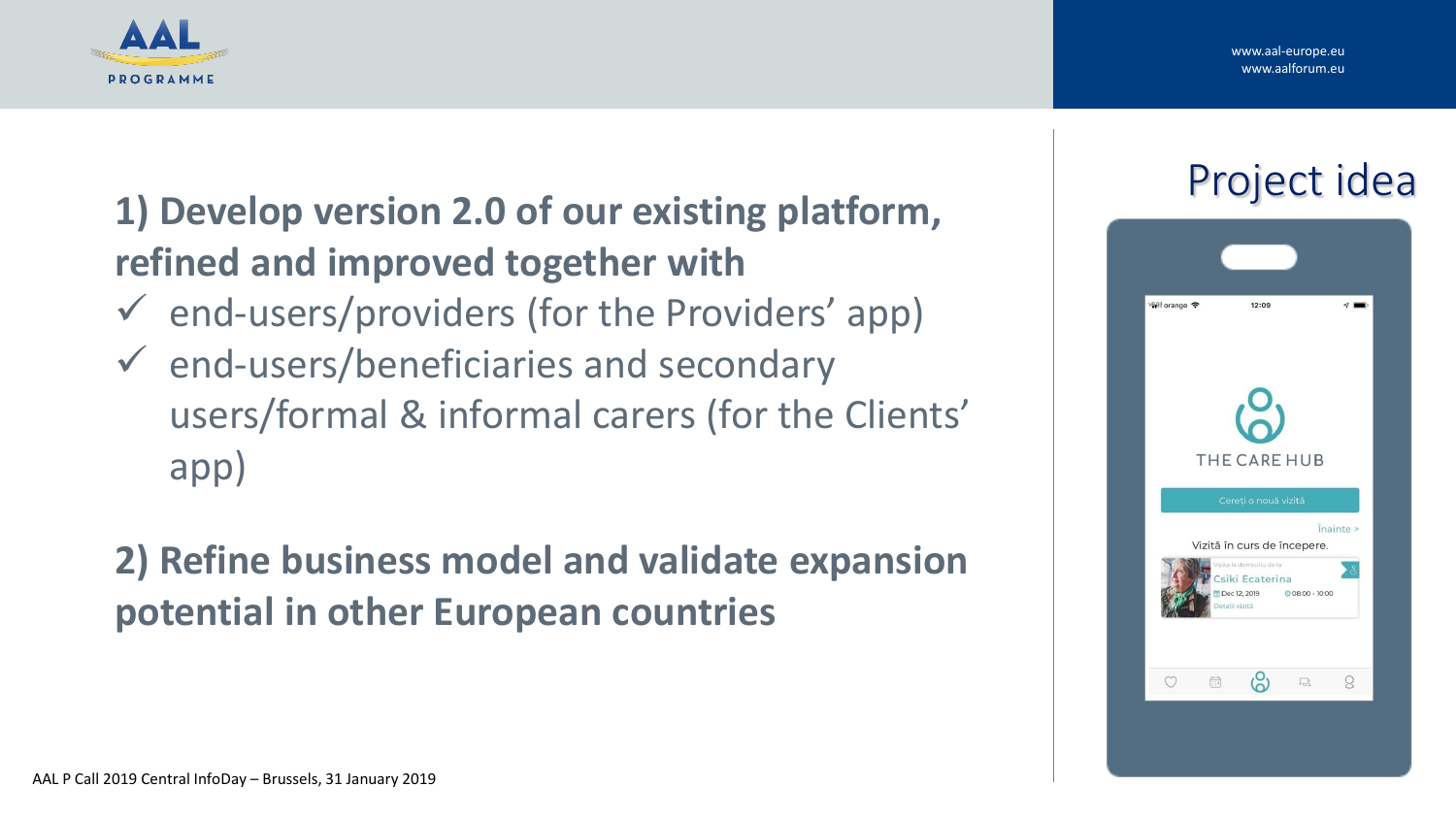## Project idea

**1) Develop version 2.0 of our existing platform, refined and improved together with**

- ✓ end-users/providers (for the Providers' app)
- ✓ end-users/beneficiaries and secondary users/formal & informal carers (for the Clients' app)

**2) Refine business model and validate expansion potential in other European countries**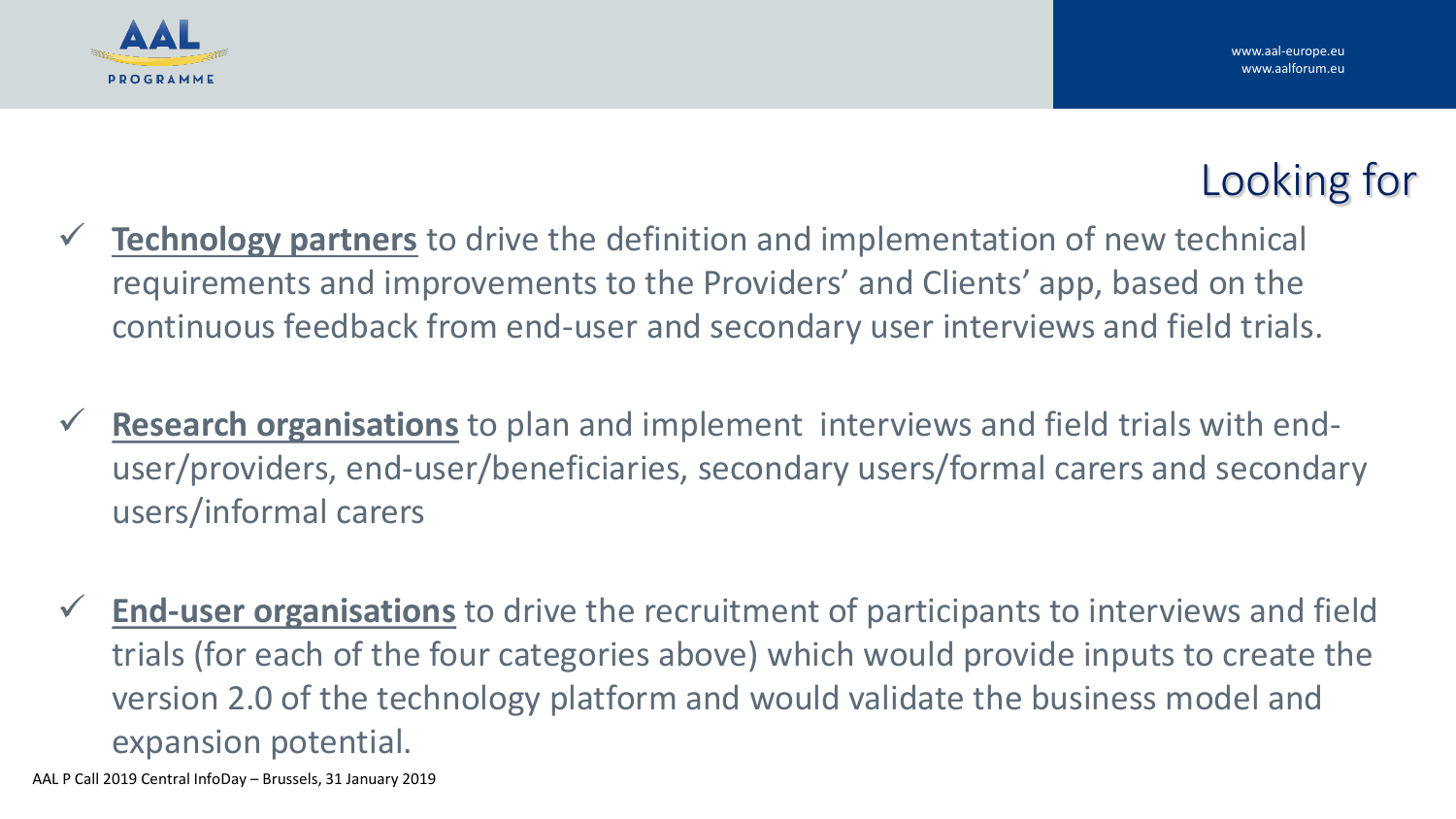## Looking for

- **Technology partners** to drive the definition and implementation of new technical requirements and improvements to the Providers' and Clients' app, based on the continuous feedback from end-user and secondary user interviews and field trials.

- **Research organisations** to plan and implement interviews and field trials with end-user/providers, end-user/beneficiaries, secondary users/formal carers and secondary users/informal carers

- **End-user organisations** to drive the recruitment of participants to interviews and field trials (for each of the four categories above) which would provide inputs to create the version 2.0 of the technology platform and would validate the business model and expansion potential.